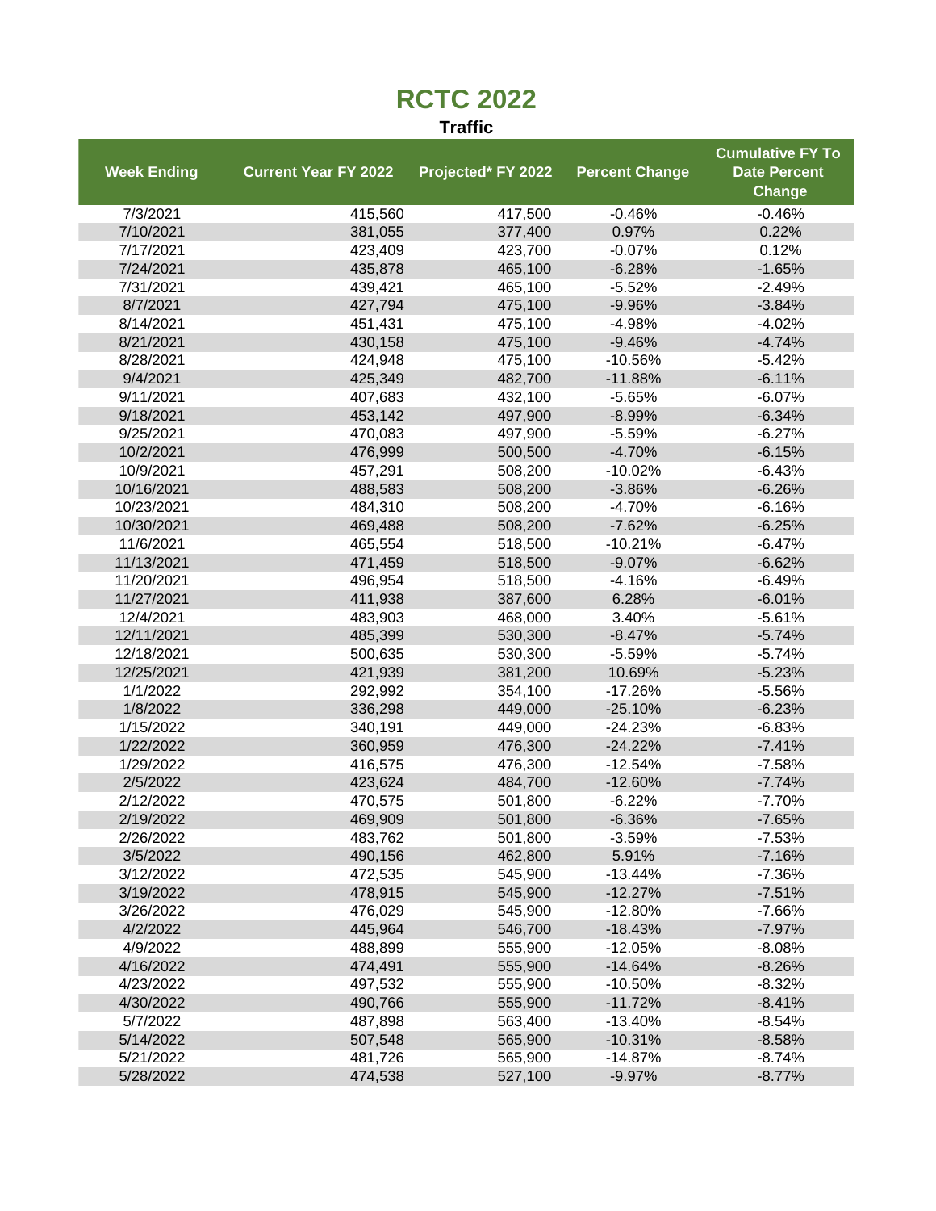# RCTC 2022

## Traffic

| Week Ending | Current Year FY 2022 | Projected* FY 2022 | Percent Change | Cumulative FY To Date Percent Change |
|---|---|---|---|---|
| 7/3/2021 | 415,560 | 417,500 | -0.46% | -0.46% |
| 7/10/2021 | 381,055 | 377,400 | 0.97% | 0.22% |
| 7/17/2021 | 423,409 | 423,700 | -0.07% | 0.12% |
| 7/24/2021 | 435,878 | 465,100 | -6.28% | -1.65% |
| 7/31/2021 | 439,421 | 465,100 | -5.52% | -2.49% |
| 8/7/2021 | 427,794 | 475,100 | -9.96% | -3.84% |
| 8/14/2021 | 451,431 | 475,100 | -4.98% | -4.02% |
| 8/21/2021 | 430,158 | 475,100 | -9.46% | -4.74% |
| 8/28/2021 | 424,948 | 475,100 | -10.56% | -5.42% |
| 9/4/2021 | 425,349 | 482,700 | -11.88% | -6.11% |
| 9/11/2021 | 407,683 | 432,100 | -5.65% | -6.07% |
| 9/18/2021 | 453,142 | 497,900 | -8.99% | -6.34% |
| 9/25/2021 | 470,083 | 497,900 | -5.59% | -6.27% |
| 10/2/2021 | 476,999 | 500,500 | -4.70% | -6.15% |
| 10/9/2021 | 457,291 | 508,200 | -10.02% | -6.43% |
| 10/16/2021 | 488,583 | 508,200 | -3.86% | -6.26% |
| 10/23/2021 | 484,310 | 508,200 | -4.70% | -6.16% |
| 10/30/2021 | 469,488 | 508,200 | -7.62% | -6.25% |
| 11/6/2021 | 465,554 | 518,500 | -10.21% | -6.47% |
| 11/13/2021 | 471,459 | 518,500 | -9.07% | -6.62% |
| 11/20/2021 | 496,954 | 518,500 | -4.16% | -6.49% |
| 11/27/2021 | 411,938 | 387,600 | 6.28% | -6.01% |
| 12/4/2021 | 483,903 | 468,000 | 3.40% | -5.61% |
| 12/11/2021 | 485,399 | 530,300 | -8.47% | -5.74% |
| 12/18/2021 | 500,635 | 530,300 | -5.59% | -5.74% |
| 12/25/2021 | 421,939 | 381,200 | 10.69% | -5.23% |
| 1/1/2022 | 292,992 | 354,100 | -17.26% | -5.56% |
| 1/8/2022 | 336,298 | 449,000 | -25.10% | -6.23% |
| 1/15/2022 | 340,191 | 449,000 | -24.23% | -6.83% |
| 1/22/2022 | 360,959 | 476,300 | -24.22% | -7.41% |
| 1/29/2022 | 416,575 | 476,300 | -12.54% | -7.58% |
| 2/5/2022 | 423,624 | 484,700 | -12.60% | -7.74% |
| 2/12/2022 | 470,575 | 501,800 | -6.22% | -7.70% |
| 2/19/2022 | 469,909 | 501,800 | -6.36% | -7.65% |
| 2/26/2022 | 483,762 | 501,800 | -3.59% | -7.53% |
| 3/5/2022 | 490,156 | 462,800 | 5.91% | -7.16% |
| 3/12/2022 | 472,535 | 545,900 | -13.44% | -7.36% |
| 3/19/2022 | 478,915 | 545,900 | -12.27% | -7.51% |
| 3/26/2022 | 476,029 | 545,900 | -12.80% | -7.66% |
| 4/2/2022 | 445,964 | 546,700 | -18.43% | -7.97% |
| 4/9/2022 | 488,899 | 555,900 | -12.05% | -8.08% |
| 4/16/2022 | 474,491 | 555,900 | -14.64% | -8.26% |
| 4/23/2022 | 497,532 | 555,900 | -10.50% | -8.32% |
| 4/30/2022 | 490,766 | 555,900 | -11.72% | -8.41% |
| 5/7/2022 | 487,898 | 563,400 | -13.40% | -8.54% |
| 5/14/2022 | 507,548 | 565,900 | -10.31% | -8.58% |
| 5/21/2022 | 481,726 | 565,900 | -14.87% | -8.74% |
| 5/28/2022 | 474,538 | 527,100 | -9.97% | -8.77% |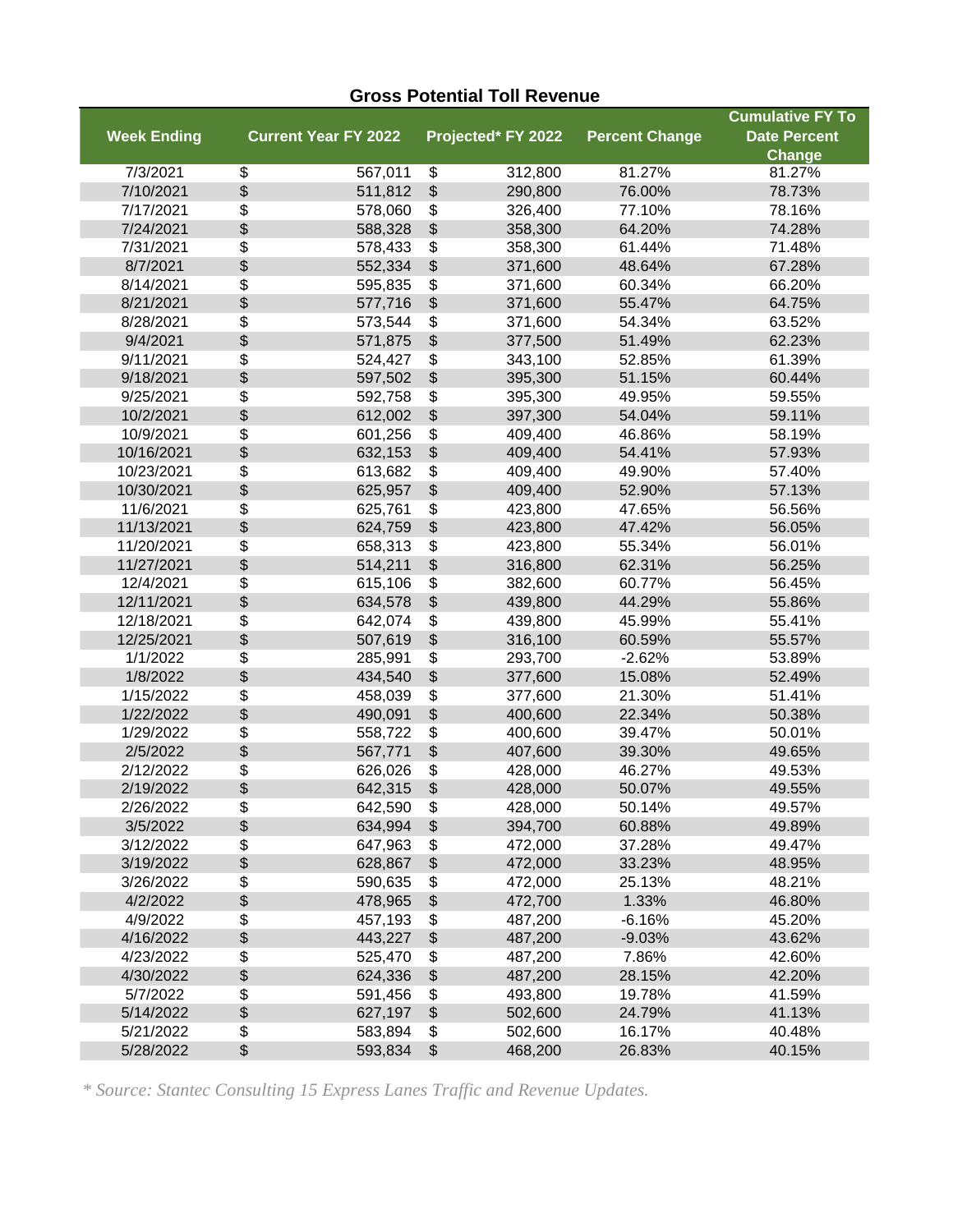## Gross Potential Toll Revenue

| Week Ending | Current Year FY 2022 | Projected* FY 2022 | Percent Change | Cumulative FY To Date Percent Change |
|---|---|---|---|---|
| 7/3/2021 | $ 567,011 | $ 312,800 | 81.27% | 81.27% |
| 7/10/2021 | $ 511,812 | $ 290,800 | 76.00% | 78.73% |
| 7/17/2021 | $ 578,060 | $ 326,400 | 77.10% | 78.16% |
| 7/24/2021 | $ 588,328 | $ 358,300 | 64.20% | 74.28% |
| 7/31/2021 | $ 578,433 | $ 358,300 | 61.44% | 71.48% |
| 8/7/2021 | $ 552,334 | $ 371,600 | 48.64% | 67.28% |
| 8/14/2021 | $ 595,835 | $ 371,600 | 60.34% | 66.20% |
| 8/21/2021 | $ 577,716 | $ 371,600 | 55.47% | 64.75% |
| 8/28/2021 | $ 573,544 | $ 371,600 | 54.34% | 63.52% |
| 9/4/2021 | $ 571,875 | $ 377,500 | 51.49% | 62.23% |
| 9/11/2021 | $ 524,427 | $ 343,100 | 52.85% | 61.39% |
| 9/18/2021 | $ 597,502 | $ 395,300 | 51.15% | 60.44% |
| 9/25/2021 | $ 592,758 | $ 395,300 | 49.95% | 59.55% |
| 10/2/2021 | $ 612,002 | $ 397,300 | 54.04% | 59.11% |
| 10/9/2021 | $ 601,256 | $ 409,400 | 46.86% | 58.19% |
| 10/16/2021 | $ 632,153 | $ 409,400 | 54.41% | 57.93% |
| 10/23/2021 | $ 613,682 | $ 409,400 | 49.90% | 57.40% |
| 10/30/2021 | $ 625,957 | $ 409,400 | 52.90% | 57.13% |
| 11/6/2021 | $ 625,761 | $ 423,800 | 47.65% | 56.56% |
| 11/13/2021 | $ 624,759 | $ 423,800 | 47.42% | 56.05% |
| 11/20/2021 | $ 658,313 | $ 423,800 | 55.34% | 56.01% |
| 11/27/2021 | $ 514,211 | $ 316,800 | 62.31% | 56.25% |
| 12/4/2021 | $ 615,106 | $ 382,600 | 60.77% | 56.45% |
| 12/11/2021 | $ 634,578 | $ 439,800 | 44.29% | 55.86% |
| 12/18/2021 | $ 642,074 | $ 439,800 | 45.99% | 55.41% |
| 12/25/2021 | $ 507,619 | $ 316,100 | 60.59% | 55.57% |
| 1/1/2022 | $ 285,991 | $ 293,700 | -2.62% | 53.89% |
| 1/8/2022 | $ 434,540 | $ 377,600 | 15.08% | 52.49% |
| 1/15/2022 | $ 458,039 | $ 377,600 | 21.30% | 51.41% |
| 1/22/2022 | $ 490,091 | $ 400,600 | 22.34% | 50.38% |
| 1/29/2022 | $ 558,722 | $ 400,600 | 39.47% | 50.01% |
| 2/5/2022 | $ 567,771 | $ 407,600 | 39.30% | 49.65% |
| 2/12/2022 | $ 626,026 | $ 428,000 | 46.27% | 49.53% |
| 2/19/2022 | $ 642,315 | $ 428,000 | 50.07% | 49.55% |
| 2/26/2022 | $ 642,590 | $ 428,000 | 50.14% | 49.57% |
| 3/5/2022 | $ 634,994 | $ 394,700 | 60.88% | 49.89% |
| 3/12/2022 | $ 647,963 | $ 472,000 | 37.28% | 49.47% |
| 3/19/2022 | $ 628,867 | $ 472,000 | 33.23% | 48.95% |
| 3/26/2022 | $ 590,635 | $ 472,000 | 25.13% | 48.21% |
| 4/2/2022 | $ 478,965 | $ 472,700 | 1.33% | 46.80% |
| 4/9/2022 | $ 457,193 | $ 487,200 | -6.16% | 45.20% |
| 4/16/2022 | $ 443,227 | $ 487,200 | -9.03% | 43.62% |
| 4/23/2022 | $ 525,470 | $ 487,200 | 7.86% | 42.60% |
| 4/30/2022 | $ 624,336 | $ 487,200 | 28.15% | 42.20% |
| 5/7/2022 | $ 591,456 | $ 493,800 | 19.78% | 41.59% |
| 5/14/2022 | $ 627,197 | $ 502,600 | 24.79% | 41.13% |
| 5/21/2022 | $ 583,894 | $ 502,600 | 16.17% | 40.48% |
| 5/28/2022 | $ 593,834 | $ 468,200 | 26.83% | 40.15% |

*\* Source: Stantec Consulting 15 Express Lanes Traffic and Revenue Updates.*